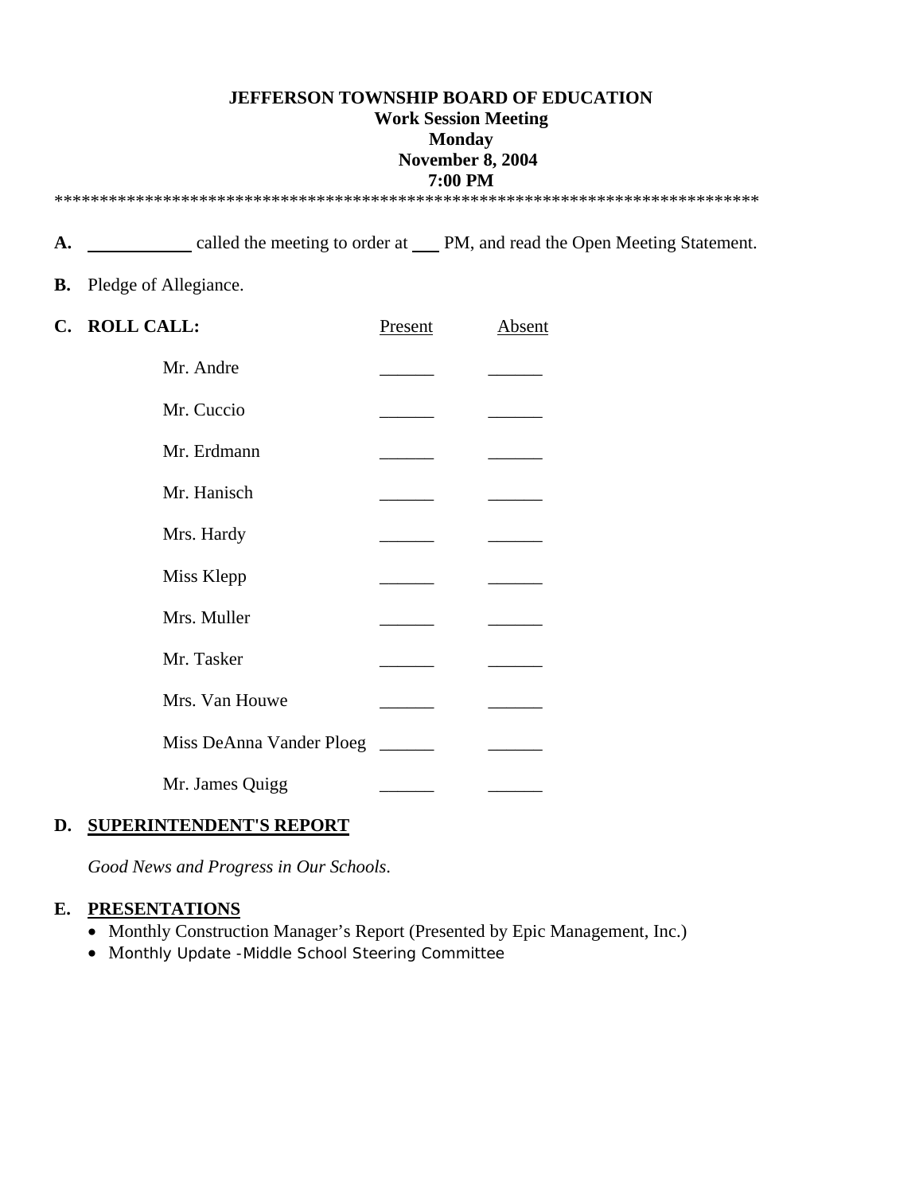**JEFFERSON TOWNSHIP BOARD OF EDUCATION**
**Work Session Meeting**
**Monday**
**November 8, 2004**
**7:00 PM**

*******************************************************************************

**A.** ___________ called the meeting to order at ___ PM, and read the Open Meeting Statement.

**B.** Pledge of Allegiance.

**C. ROLL CALL:**

| | Present | Absent |
|---|---|---|
| Mr. Andre | ______ | ______ |
| Mr. Cuccio | ______ | ______ |
| Mr. Erdmann | ______ | ______ |
| Mr. Hanisch | ______ | ______ |
| Mrs. Hardy | ______ | ______ |
| Miss Klepp | ______ | ______ |
| Mrs. Muller | ______ | ______ |
| Mr. Tasker | ______ | ______ |
| Mrs. Van Houwe | ______ | ______ |
| Miss DeAnna Vander Ploeg | ______ | ______ |
| Mr. James Quigg | ______ | ______ |

**D. SUPERINTENDENT'S REPORT**

*Good News and Progress in Our Schools*.

**E. PRESENTATIONS**

- Monthly Construction Manager's Report (Presented by Epic Management, Inc.)
- Monthly Update -Middle School Steering Committee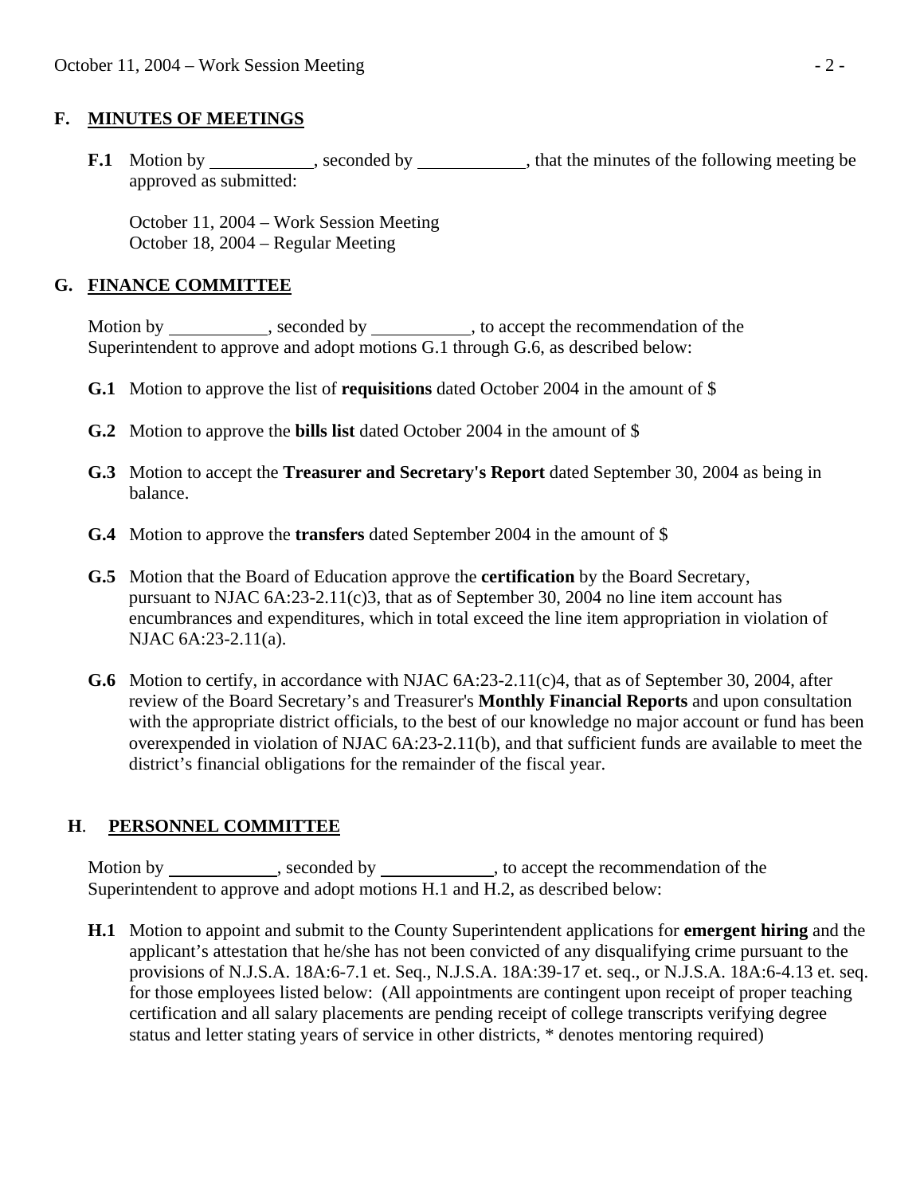## F. MINUTES OF MEETINGS

**F.1** Motion by ___________, seconded by ___________, that the minutes of the following meeting be approved as submitted:

October 11, 2004 – Work Session Meeting
October 18, 2004 – Regular Meeting

## G. FINANCE COMMITTEE

Motion by ___________, seconded by ___________, to accept the recommendation of the Superintendent to approve and adopt motions G.1 through G.6, as described below:

**G.1** Motion to approve the list of **requisitions** dated October 2004 in the amount of $

**G.2** Motion to approve the **bills list** dated October 2004 in the amount of $

**G.3** Motion to accept the **Treasurer and Secretary's Report** dated September 30, 2004 as being in balance.

**G.4** Motion to approve the **transfers** dated September 2004 in the amount of $

**G.5** Motion that the Board of Education approve the **certification** by the Board Secretary, pursuant to NJAC 6A:23-2.11(c)3, that as of September 30, 2004 no line item account has encumbrances and expenditures, which in total exceed the line item appropriation in violation of NJAC 6A:23-2.11(a).

**G.6** Motion to certify, in accordance with NJAC 6A:23-2.11(c)4, that as of September 30, 2004, after review of the Board Secretary's and Treasurer's **Monthly Financial Reports** and upon consultation with the appropriate district officials, to the best of our knowledge no major account or fund has been overexpended in violation of NJAC 6A:23-2.11(b), and that sufficient funds are available to meet the district's financial obligations for the remainder of the fiscal year.

## H. PERSONNEL COMMITTEE

Motion by ___________, seconded by ___________, to accept the recommendation of the Superintendent to approve and adopt motions H.1 and H.2, as described below:

**H.1** Motion to appoint and submit to the County Superintendent applications for **emergent hiring** and the applicant's attestation that he/she has not been convicted of any disqualifying crime pursuant to the provisions of N.J.S.A. 18A:6-7.1 et. Seq., N.J.S.A. 18A:39-17 et. seq., or N.J.S.A. 18A:6-4.13 et. seq. for those employees listed below: (All appointments are contingent upon receipt of proper teaching certification and all salary placements are pending receipt of college transcripts verifying degree status and letter stating years of service in other districts, * denotes mentoring required)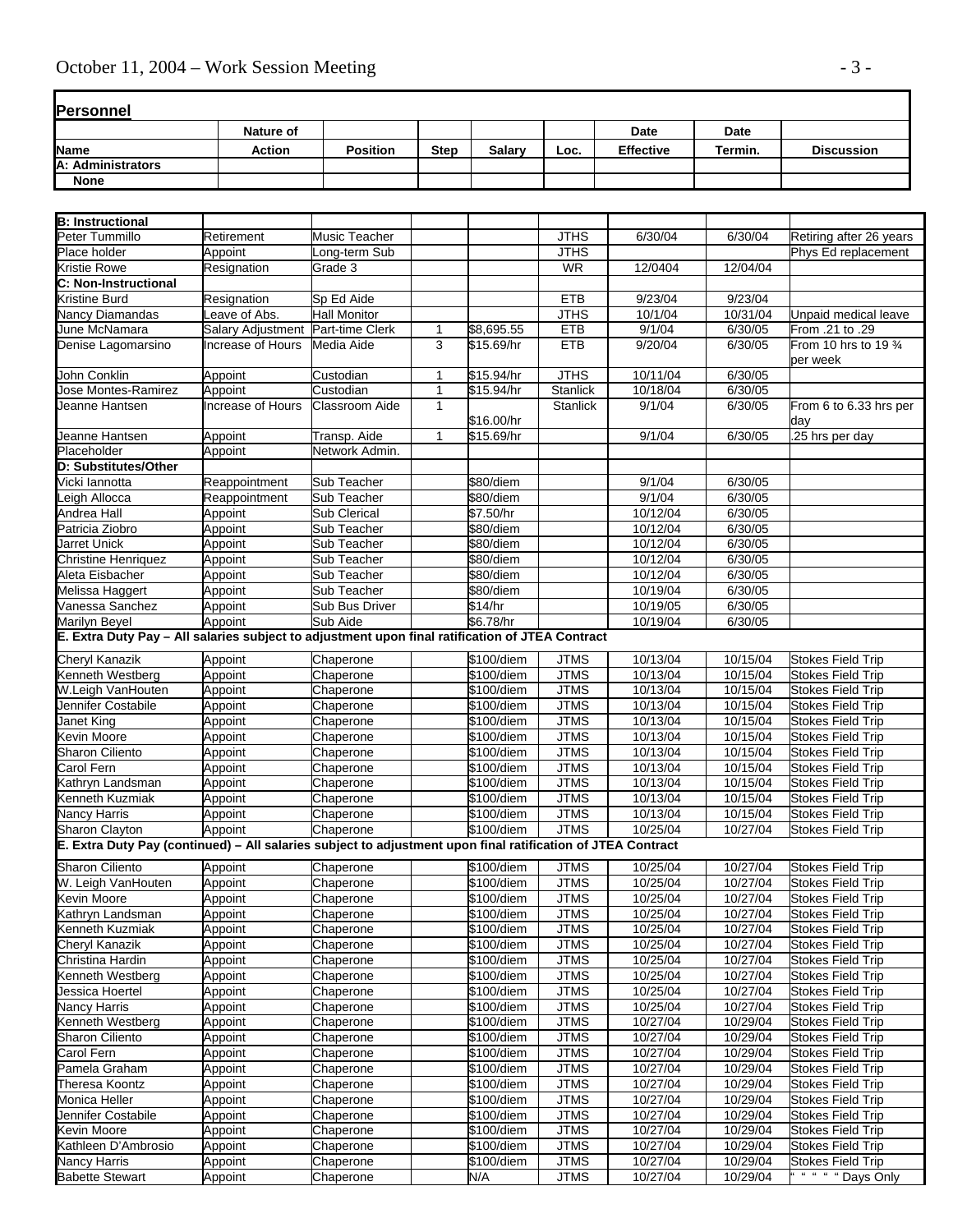## Personnel

| Name | Nature of Action | Position | Step | Salary | Loc. | Date Effective | Date Termin. | Discussion |
|---|---|---|---|---|---|---|---|---|
| **A: Administrators** | | | | | | | | |
| **None** | | | | | | | | |
| **B: Instructional** | | | | | | | | |
| Peter Tummillo | Retirement | Music Teacher | | | JTHS | 6/30/04 | 6/30/04 | Retiring after 26 years |
| Place holder | Appoint | Long-term Sub | | | JTHS | | | Phys Ed replacement |
| Kristie Rowe | Resignation | Grade 3 | | | WR | 12/0404 | 12/04/04 | |
| **C: Non-Instructional** | | | | | | | | |
| Kristine Burd | Resignation | Sp Ed Aide | | | ETB | 9/23/04 | 9/23/04 | |
| Nancy Diamandas | Leave of Abs. | Hall Monitor | | | JTHS | 10/1/04 | 10/31/04 | Unpaid medical leave |
| June McNamara | Salary Adjustment | Part-time Clerk | 1 | $8,695.55 | ETB | 9/1/04 | 6/30/05 | From .21 to .29 |
| Denise Lagomarsino | Increase of Hours | Media Aide | 3 | $15.69/hr | ETB | 9/20/04 | 6/30/05 | From 10 hrs to 19 ¾ per week |
| John Conklin | Appoint | Custodian | 1 | $15.94/hr | JTHS | 10/11/04 | 6/30/05 | |
| Jose Montes-Ramirez | Appoint | Custodian | 1 | $15.94/hr | Stanlick | 10/18/04 | 6/30/05 | |
| Jeanne Hantsen | Increase of Hours | Classroom Aide | 1 | $16.00/hr | Stanlick | 9/1/04 | 6/30/05 | From 6 to 6.33 hrs per day |
| Jeanne Hantsen | Appoint | Transp. Aide | 1 | $15.69/hr | | 9/1/04 | 6/30/05 | .25 hrs per day |
| Placeholder | Appoint | Network Admin. | | | | | | |
| **D: Substitutes/Other** | | | | | | | | |
| Vicki Iannotta | Reappointment | Sub Teacher | | $80/diem | | 9/1/04 | 6/30/05 | |
| Leigh Allocca | Reappointment | Sub Teacher | | $80/diem | | 9/1/04 | 6/30/05 | |
| Andrea Hall | Appoint | Sub Clerical | | $7.50/hr | | 10/12/04 | 6/30/05 | |
| Patricia Ziobro | Appoint | Sub Teacher | | $80/diem | | 10/12/04 | 6/30/05 | |
| Jarret Unick | Appoint | Sub Teacher | | $80/diem | | 10/12/04 | 6/30/05 | |
| Christine Henriquez | Appoint | Sub Teacher | | $80/diem | | 10/12/04 | 6/30/05 | |
| Aleta Eisbacher | Appoint | Sub Teacher | | $80/diem | | 10/12/04 | 6/30/05 | |
| Melissa Haggert | Appoint | Sub Teacher | | $80/diem | | 10/19/04 | 6/30/05 | |
| Vanessa Sanchez | Appoint | Sub Bus Driver | | $14/hr | | 10/19/05 | 6/30/05 | |
| Marilyn Beyel | Appoint | Sub Aide | | $6.78/hr | | 10/19/04 | 6/30/05 | |
| **E. Extra Duty Pay – All salaries subject to adjustment upon final ratification of JTEA Contract** | | | | | | | | |
| Cheryl Kanazik | Appoint | Chaperone | | $100/diem | JTMS | 10/13/04 | 10/15/04 | Stokes Field Trip |
| Kenneth Westberg | Appoint | Chaperone | | $100/diem | JTMS | 10/13/04 | 10/15/04 | Stokes Field Trip |
| W.Leigh VanHouten | Appoint | Chaperone | | $100/diem | JTMS | 10/13/04 | 10/15/04 | Stokes Field Trip |
| Jennifer Costabile | Appoint | Chaperone | | $100/diem | JTMS | 10/13/04 | 10/15/04 | Stokes Field Trip |
| Janet King | Appoint | Chaperone | | $100/diem | JTMS | 10/13/04 | 10/15/04 | Stokes Field Trip |
| Kevin Moore | Appoint | Chaperone | | $100/diem | JTMS | 10/13/04 | 10/15/04 | Stokes Field Trip |
| Sharon Ciliento | Appoint | Chaperone | | $100/diem | JTMS | 10/13/04 | 10/15/04 | Stokes Field Trip |
| Carol Fern | Appoint | Chaperone | | $100/diem | JTMS | 10/13/04 | 10/15/04 | Stokes Field Trip |
| Kathryn Landsman | Appoint | Chaperone | | $100/diem | JTMS | 10/13/04 | 10/15/04 | Stokes Field Trip |
| Kenneth Kuzmiak | Appoint | Chaperone | | $100/diem | JTMS | 10/13/04 | 10/15/04 | Stokes Field Trip |
| Nancy Harris | Appoint | Chaperone | | $100/diem | JTMS | 10/13/04 | 10/15/04 | Stokes Field Trip |
| Sharon Clayton | Appoint | Chaperone | | $100/diem | JTMS | 10/25/04 | 10/27/04 | Stokes Field Trip |
| **E. Extra Duty Pay (continued) – All salaries subject to adjustment upon final ratification of JTEA Contract** | | | | | | | | |
| Sharon Ciliento | Appoint | Chaperone | | $100/diem | JTMS | 10/25/04 | 10/27/04 | Stokes Field Trip |
| W. Leigh VanHouten | Appoint | Chaperone | | $100/diem | JTMS | 10/25/04 | 10/27/04 | Stokes Field Trip |
| Kevin Moore | Appoint | Chaperone | | $100/diem | JTMS | 10/25/04 | 10/27/04 | Stokes Field Trip |
| Kathryn Landsman | Appoint | Chaperone | | $100/diem | JTMS | 10/25/04 | 10/27/04 | Stokes Field Trip |
| Kenneth Kuzmiak | Appoint | Chaperone | | $100/diem | JTMS | 10/25/04 | 10/27/04 | Stokes Field Trip |
| Cheryl Kanazik | Appoint | Chaperone | | $100/diem | JTMS | 10/25/04 | 10/27/04 | Stokes Field Trip |
| Christina Hardin | Appoint | Chaperone | | $100/diem | JTMS | 10/25/04 | 10/27/04 | Stokes Field Trip |
| Kenneth Westberg | Appoint | Chaperone | | $100/diem | JTMS | 10/25/04 | 10/27/04 | Stokes Field Trip |
| Jessica Hoertel | Appoint | Chaperone | | $100/diem | JTMS | 10/25/04 | 10/27/04 | Stokes Field Trip |
| Nancy Harris | Appoint | Chaperone | | $100/diem | JTMS | 10/25/04 | 10/27/04 | Stokes Field Trip |
| Kenneth Westberg | Appoint | Chaperone | | $100/diem | JTMS | 10/27/04 | 10/29/04 | Stokes Field Trip |
| Sharon Ciliento | Appoint | Chaperone | | $100/diem | JTMS | 10/27/04 | 10/29/04 | Stokes Field Trip |
| Carol Fern | Appoint | Chaperone | | $100/diem | JTMS | 10/27/04 | 10/29/04 | Stokes Field Trip |
| Pamela Graham | Appoint | Chaperone | | $100/diem | JTMS | 10/27/04 | 10/29/04 | Stokes Field Trip |
| Theresa Koontz | Appoint | Chaperone | | $100/diem | JTMS | 10/27/04 | 10/29/04 | Stokes Field Trip |
| Monica Heller | Appoint | Chaperone | | $100/diem | JTMS | 10/27/04 | 10/29/04 | Stokes Field Trip |
| Jennifer Costabile | Appoint | Chaperone | | $100/diem | JTMS | 10/27/04 | 10/29/04 | Stokes Field Trip |
| Kevin Moore | Appoint | Chaperone | | $100/diem | JTMS | 10/27/04 | 10/29/04 | Stokes Field Trip |
| Kathleen D'Ambrosio | Appoint | Chaperone | | $100/diem | JTMS | 10/27/04 | 10/29/04 | Stokes Field Trip |
| Nancy Harris | Appoint | Chaperone | | $100/diem | JTMS | 10/27/04 | 10/29/04 | Stokes Field Trip |
| Babette Stewart | Appoint | Chaperone | | N/A | JTMS | 10/27/04 | 10/29/04 | " " " " " Days Only |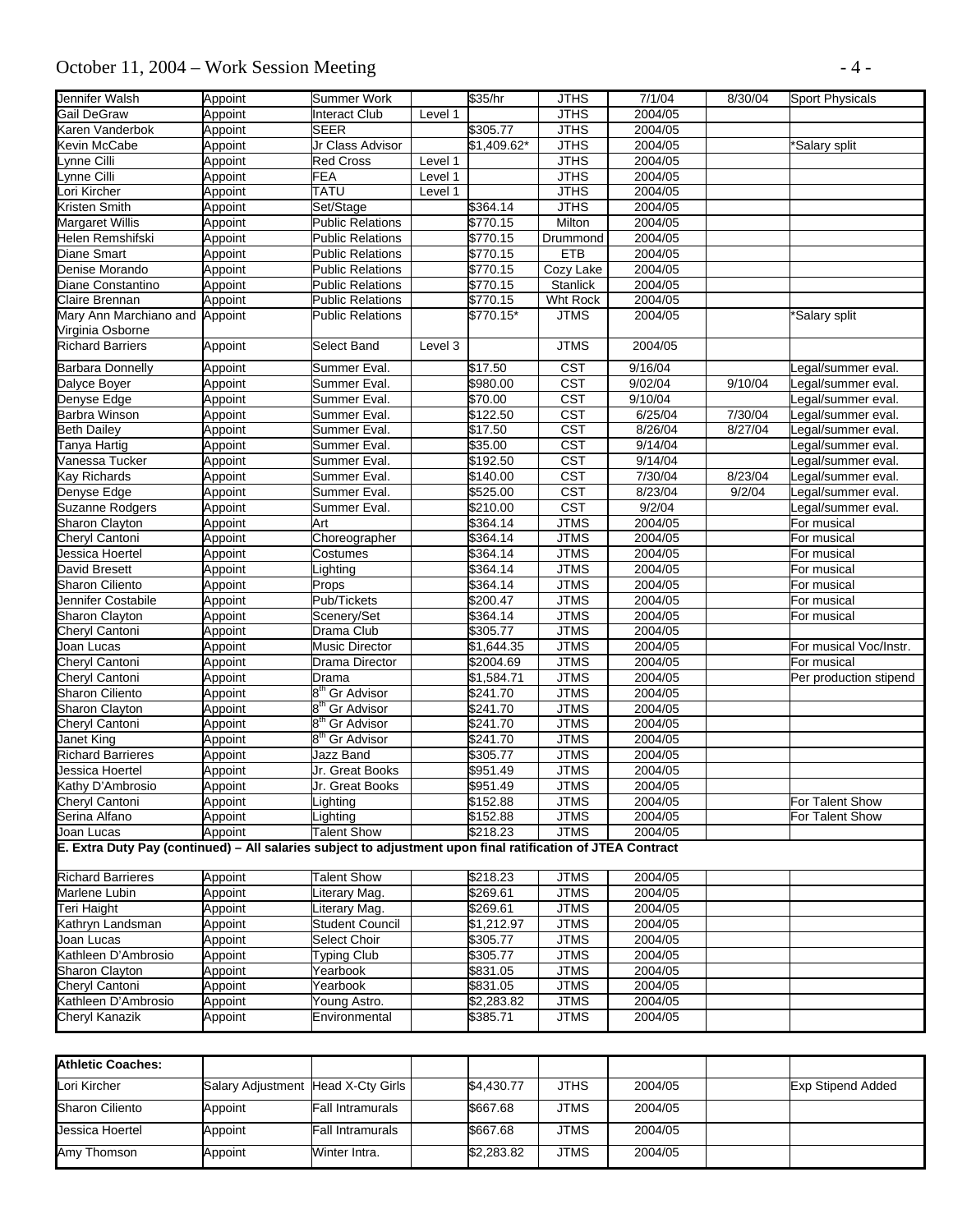| | | | | | | | | |
|---|---|---|---|---|---|---|---|---|
| Jennifer Walsh | Appoint | Summer Work | | $35/hr | JTHS | 7/1/04 | 8/30/04 | Sport Physicals |
| Gail DeGraw | Appoint | Interact Club | Level 1 | | JTHS | 2004/05 | | |
| Karen Vanderbok | Appoint | SEER | | $305.77 | JTHS | 2004/05 | | |
| Kevin McCabe | Appoint | Jr Class Advisor | | $1,409.62* | JTHS | 2004/05 | | *Salary split |
| Lynne Cilli | Appoint | Red Cross | Level 1 | | JTHS | 2004/05 | | |
| Lynne Cilli | Appoint | FEA | Level 1 | | JTHS | 2004/05 | | |
| Lori Kircher | Appoint | TATU | Level 1 | | JTHS | 2004/05 | | |
| Kristen Smith | Appoint | Set/Stage | | $364.14 | JTHS | 2004/05 | | |
| Margaret Willis | Appoint | Public Relations | | $770.15 | Milton | 2004/05 | | |
| Helen Remshifski | Appoint | Public Relations | | $770.15 | Drummond | 2004/05 | | |
| Diane Smart | Appoint | Public Relations | | $770.15 | ETB | 2004/05 | | |
| Denise Morando | Appoint | Public Relations | | $770.15 | Cozy Lake | 2004/05 | | |
| Diane Constantino | Appoint | Public Relations | | $770.15 | Stanlick | 2004/05 | | |
| Claire Brennan | Appoint | Public Relations | | $770.15 | Wht Rock | 2004/05 | | |
| Mary Ann Marchiano and Virginia Osborne | Appoint | Public Relations | | $770.15* | JTMS | 2004/05 | | *Salary split |
| Richard Barriers | Appoint | Select Band | Level 3 | | JTMS | 2004/05 | | |
| Barbara Donnelly | Appoint | Summer Eval. | | $17.50 | CST | 9/16/04 | | Legal/summer eval. |
| Dalyce Boyer | Appoint | Summer Eval. | | $980.00 | CST | 9/02/04 | 9/10/04 | Legal/summer eval. |
| Denyse Edge | Appoint | Summer Eval. | | $70.00 | CST | 9/10/04 | | Legal/summer eval. |
| Barbra Winson | Appoint | Summer Eval. | | $122.50 | CST | 6/25/04 | 7/30/04 | Legal/summer eval. |
| Beth Dailey | Appoint | Summer Eval. | | $17.50 | CST | 8/26/04 | 8/27/04 | Legal/summer eval. |
| Tanya Hartig | Appoint | Summer Eval. | | $35.00 | CST | 9/14/04 | | Legal/summer eval. |
| Vanessa Tucker | Appoint | Summer Eval. | | $192.50 | CST | 9/14/04 | | Legal/summer eval. |
| Kay Richards | Appoint | Summer Eval. | | $140.00 | CST | 7/30/04 | 8/23/04 | Legal/summer eval. |
| Denyse Edge | Appoint | Summer Eval. | | $525.00 | CST | 8/23/04 | 9/2/04 | Legal/summer eval. |
| Suzanne Rodgers | Appoint | Summer Eval. | | $210.00 | CST | 9/2/04 | | Legal/summer eval. |
| Sharon Clayton | Appoint | Art | | $364.14 | JTMS | 2004/05 | | For musical |
| Cheryl Cantoni | Appoint | Choreographer | | $364.14 | JTMS | 2004/05 | | For musical |
| Jessica Hoertel | Appoint | Costumes | | $364.14 | JTMS | 2004/05 | | For musical |
| David Bresett | Appoint | Lighting | | $364.14 | JTMS | 2004/05 | | For musical |
| Sharon Ciliento | Appoint | Props | | $364.14 | JTMS | 2004/05 | | For musical |
| Jennifer Costabile | Appoint | Pub/Tickets | | $200.47 | JTMS | 2004/05 | | For musical |
| Sharon Clayton | Appoint | Scenery/Set | | $364.14 | JTMS | 2004/05 | | For musical |
| Cheryl Cantoni | Appoint | Drama Club | | $305.77 | JTMS | 2004/05 | | |
| Joan Lucas | Appoint | Music Director | | $1,644.35 | JTMS | 2004/05 | | For musical Voc/Instr. |
| Cheryl Cantoni | Appoint | Drama Director | | $2004.69 | JTMS | 2004/05 | | For musical |
| Cheryl Cantoni | Appoint | Drama | | $1,584.71 | JTMS | 2004/05 | | Per production stipend |
| Sharon Ciliento | Appoint | 8th Gr Advisor | | $241.70 | JTMS | 2004/05 | | |
| Sharon Clayton | Appoint | 8th Gr Advisor | | $241.70 | JTMS | 2004/05 | | |
| Cheryl Cantoni | Appoint | 8th Gr Advisor | | $241.70 | JTMS | 2004/05 | | |
| Janet King | Appoint | 8th Gr Advisor | | $241.70 | JTMS | 2004/05 | | |
| Richard Barrieres | Appoint | Jazz Band | | $305.77 | JTMS | 2004/05 | | |
| Jessica Hoertel | Appoint | Jr. Great Books | | $951.49 | JTMS | 2004/05 | | |
| Kathy D'Ambrosio | Appoint | Jr. Great Books | | $951.49 | JTMS | 2004/05 | | |
| Cheryl Cantoni | Appoint | Lighting | | $152.88 | JTMS | 2004/05 | | For Talent Show |
| Serina Alfano | Appoint | Lighting | | $152.88 | JTMS | 2004/05 | | For Talent Show |
| Joan Lucas | Appoint | Talent Show | | $218.23 | JTMS | 2004/05 | | |
| **E. Extra Duty Pay (continued) – All salaries subject to adjustment upon final ratification of JTEA Contract** | | | | | | | | |
| Richard Barrieres | Appoint | Talent Show | | $218.23 | JTMS | 2004/05 | | |
| Marlene Lubin | Appoint | Literary Mag. | | $269.61 | JTMS | 2004/05 | | |
| Teri Haight | Appoint | Literary Mag. | | $269.61 | JTMS | 2004/05 | | |
| Kathryn Landsman | Appoint | Student Council | | $1,212.97 | JTMS | 2004/05 | | |
| Joan Lucas | Appoint | Select Choir | | $305.77 | JTMS | 2004/05 | | |
| Kathleen D'Ambrosio | Appoint | Typing Club | | $305.77 | JTMS | 2004/05 | | |
| Sharon Clayton | Appoint | Yearbook | | $831.05 | JTMS | 2004/05 | | |
| Cheryl Cantoni | Appoint | Yearbook | | $831.05 | JTMS | 2004/05 | | |
| Kathleen D'Ambrosio | Appoint | Young Astro. | | $2,283.82 | JTMS | 2004/05 | | |
| Cheryl Kanazik | Appoint | Environmental | | $385.71 | JTMS | 2004/05 | | |

| **Athletic Coaches:** | | | | | | | | |
|---|---|---|---|---|---|---|---|---|
| Lori Kircher | Salary Adjustment | Head X-Cty Girls | | $4,430.77 | JTHS | 2004/05 | | Exp Stipend Added |
| Sharon Ciliento | Appoint | Fall Intramurals | | $667.68 | JTMS | 2004/05 | | |
| Jessica Hoertel | Appoint | Fall Intramurals | | $667.68 | JTMS | 2004/05 | | |
| Amy Thomson | Appoint | Winter Intra. | | $2,283.82 | JTMS | 2004/05 | | |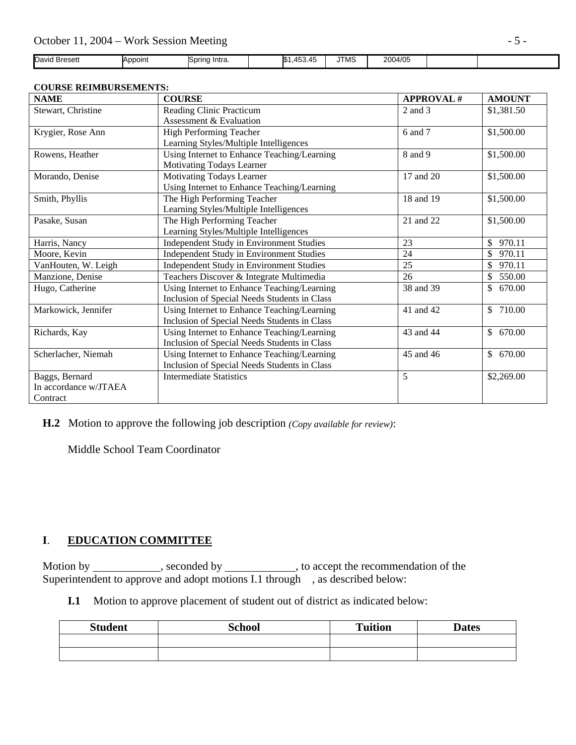| David Bresett | Appoint | Spring Intra. | | $1,453.45 | JTMS | 2004/05 | | |
|---|---|---|---|---|---|---|---|---|

**COURSE REIMBURSEMENTS:**

| NAME | COURSE | APPROVAL # | AMOUNT |
|---|---|---|---|
| Stewart, Christine | Reading Clinic Practicum<br>Assessment & Evaluation | 2 and 3 | $1,381.50 |
| Krygier, Rose Ann | High Performing Teacher<br>Learning Styles/Multiple Intelligences | 6 and 7 | $1,500.00 |
| Rowens, Heather | Using Internet to Enhance Teaching/Learning<br>Motivating Todays Learner | 8 and 9 | $1,500.00 |
| Morando, Denise | Motivating Todays Learner<br>Using Internet to Enhance Teaching/Learning | 17 and 20 | $1,500.00 |
| Smith, Phyllis | The High Performing Teacher<br>Learning Styles/Multiple Intelligences | 18 and 19 | $1,500.00 |
| Pasake, Susan | The High Performing Teacher<br>Learning Styles/Multiple Intelligences | 21 and 22 | $1,500.00 |
| Harris, Nancy | Independent Study in Environment Studies | 23 | $ 970.11 |
| Moore, Kevin | Independent Study in Environment Studies | 24 | $ 970.11 |
| VanHouten, W. Leigh | Independent Study in Environment Studies | 25 | $ 970.11 |
| Manzione, Denise | Teachers Discover & Integrate Multimedia | 26 | $ 550.00 |
| Hugo, Catherine | Using Internet to Enhance Teaching/Learning<br>Inclusion of Special Needs Students in Class | 38 and 39 | $ 670.00 |
| Markowick, Jennifer | Using Internet to Enhance Teaching/Learning<br>Inclusion of Special Needs Students in Class | 41 and 42 | $ 710.00 |
| Richards, Kay | Using Internet to Enhance Teaching/Learning<br>Inclusion of Special Needs Students in Class | 43 and 44 | $ 670.00 |
| Scherlacher, Niemah | Using Internet to Enhance Teaching/Learning<br>Inclusion of Special Needs Students in Class | 45 and 46 | $ 670.00 |
| Baggs, Bernard<br>In accordance w/JTAEA Contract | Intermediate Statistics | 5 | $2,269.00 |

**H.2** Motion to approve the following job description *(Copy available for review)*:

Middle School Team Coordinator

## I. EDUCATION COMMITTEE

Motion by \_\_\_\_\_\_\_\_\_\_\_\_, seconded by \_\_\_\_\_\_\_\_\_\_\_\_, to accept the recommendation of the Superintendent to approve and adopt motions I.1 through , as described below:

**I.1** Motion to approve placement of student out of district as indicated below:

| Student | School | Tuition | Dates |
|---|---|---|---|
| | | | |
| | | | |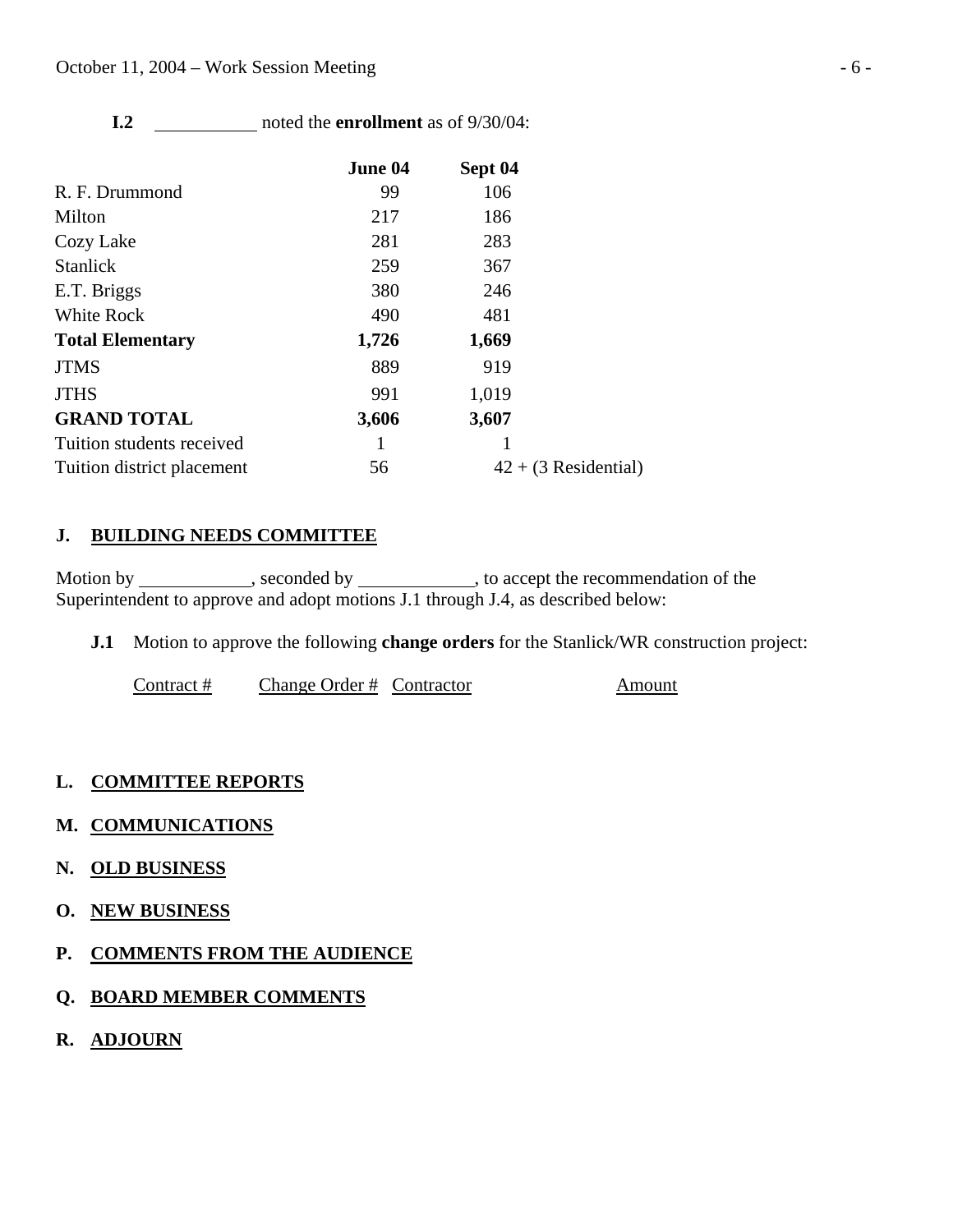**I.2** \_\_\_\_\_\_\_\_\_\_\_ noted the **enrollment** as of 9/30/04:

| | June 04 | Sept 04 |
|---|---|---|
| R. F. Drummond | 99 | 106 |
| Milton | 217 | 186 |
| Cozy Lake | 281 | 283 |
| Stanlick | 259 | 367 |
| E.T. Briggs | 380 | 246 |
| White Rock | 490 | 481 |
| **Total Elementary** | **1,726** | **1,669** |
| JTMS | 889 | 919 |
| JTHS | 991 | 1,019 |
| **GRAND TOTAL** | **3,606** | **3,607** |
| Tuition students received | 1 | 1 |
| Tuition district placement | 56 | 42 + (3 Residential) |

## J. BUILDING NEEDS COMMITTEE

Motion by \_\_\_\_\_\_\_\_\_\_\_\_, seconded by \_\_\_\_\_\_\_\_\_\_\_\_, to accept the recommendation of the Superintendent to approve and adopt motions J.1 through J.4, as described below:

**J.1** Motion to approve the following **change orders** for the Stanlick/WR construction project:

| Contract # | Change Order # | Contractor | Amount |
|---|---|---|---|

## L. COMMITTEE REPORTS

## M. COMMUNICATIONS

## N. OLD BUSINESS

## O. NEW BUSINESS

## P. COMMENTS FROM THE AUDIENCE

## Q. BOARD MEMBER COMMENTS

## R. ADJOURN